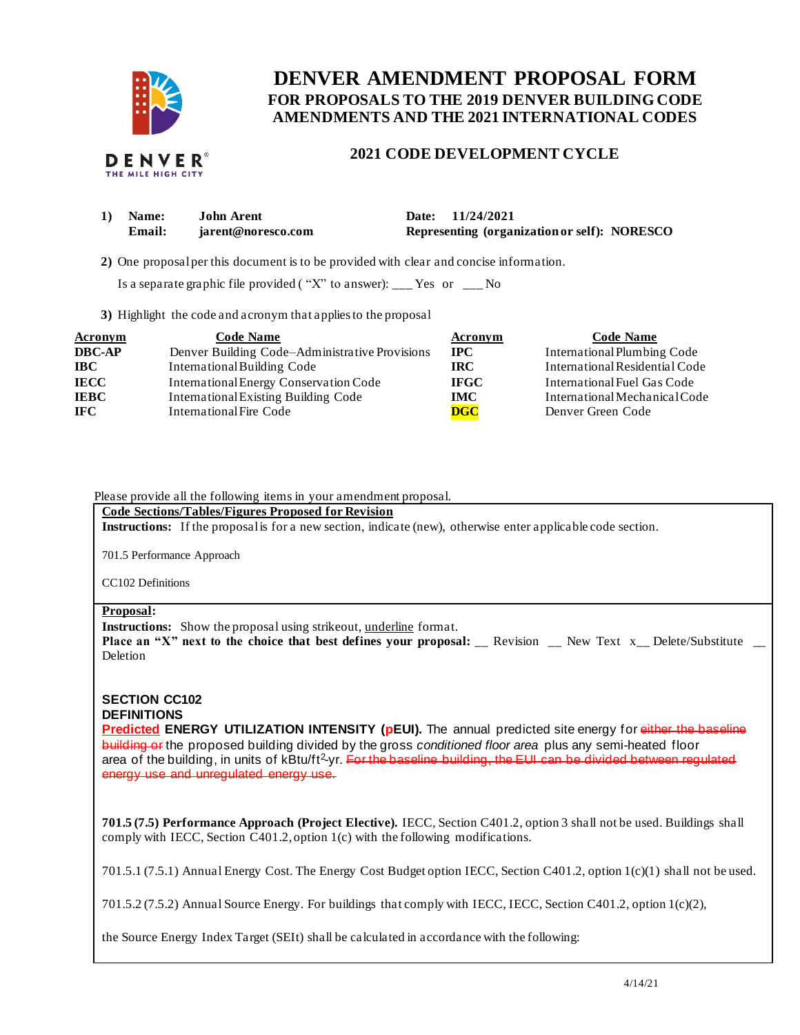# DENVER AMENDMENT PROPOSAL FORM

## FOR PROPOSALS TO THE 2019 DENVER BUILDING CODE AMENDMENTS AND THE 2021 INTERNATIONAL CODES

### 2021 CODE DEVELOPMENT CYCLE

**1) Name:** John Arent  **Date:** 11/24/2021
**Email:** jarent@noresco.com  **Representing (organization or self):** NORESCO

**2)** One proposal per this document is to be provided with clear and concise information.

Is a separate graphic file provided ( "X" to answer): ___ Yes or ___ No

**3)** Highlight the code and acronym that applies to the proposal

| Acronym | Code Name | Acronym | Code Name |
|---|---|---|---|
| **DBC-AP** | Denver Building Code–Administrative Provisions | **IPC** | International Plumbing Code |
| **IBC** | International Building Code | **IRC** | International Residential Code |
| **IECC** | International Energy Conservation Code | **IFGC** | International Fuel Gas Code |
| **IEBC** | International Existing Building Code | **IMC** | International Mechanical Code |
| **IFC** | International Fire Code | **DGC** | Denver Green Code |

Please provide all the following items in your amendment proposal.

**Code Sections/Tables/Figures Proposed for Revision**

**Instructions:** If the proposal is for a new section, indicate (new), otherwise enter applicable code section.

701.5 Performance Approach

CC102 Definitions

**Proposal:**

**Instructions:** Show the proposal using strikeout, underline format.

**Place an "X" next to the choice that best defines your proposal:** __ Revision __ New Text x__ Delete/Substitute __ Deletion

**SECTION CC102**
**DEFINITIONS**

**Predicted ENERGY UTILIZATION INTENSITY (pEUI).** The annual predicted site energy for ~~either the baseline building or~~ the proposed building divided by the gross *conditioned floor area* plus any semi-heated floor area of the building, in units of $kBtu/ft^2$-yr. ~~For the baseline building, the EUI can be divided between regulated energy use and unregulated energy use.~~

**701.5 (7.5) Performance Approach (Project Elective).** IECC, Section C401.2, option 3 shall not be used. Buildings shall comply with IECC, Section C401.2, option 1(c) with the following modifications.

701.5.1 (7.5.1) Annual Energy Cost. The Energy Cost Budget option IECC, Section C401.2, option 1(c)(1) shall not be used.

701.5.2 (7.5.2) Annual Source Energy. For buildings that comply with IECC, IECC, Section C401.2, option 1(c)(2),

the Source Energy Index Target (SEIt) shall be calculated in accordance with the following: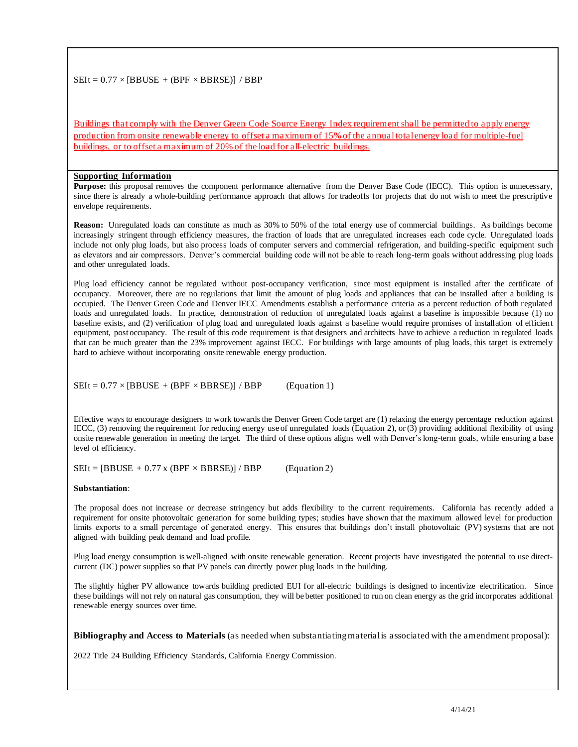$$SEIt = 0.77 \times [BBUSE + (BPF \times BBRSE)] / BBP$$

<u>Buildings that comply with the Denver Green Code Source Energy Index requirement shall be permitted to apply energy production from onsite renewable energy to offset a maximum of 15% of the annual total energy load for multiple-fuel buildings, or to offset a maximum of 20% of the load for all-electric buildings.</u>

**Supporting Information**

**Purpose:** this proposal removes the component performance alternative from the Denver Base Code (IECC). This option is unnecessary, since there is already a whole-building performance approach that allows for tradeoffs for projects that do not wish to meet the prescriptive envelope requirements.

**Reason:** Unregulated loads can constitute as much as 30% to 50% of the total energy use of commercial buildings. As buildings become increasingly stringent through efficiency measures, the fraction of loads that are unregulated increases each code cycle. Unregulated loads include not only plug loads, but also process loads of computer servers and commercial refrigeration, and building-specific equipment such as elevators and air compressors. Denver's commercial building code will not be able to reach long-term goals without addressing plug loads and other unregulated loads.

Plug load efficiency cannot be regulated without post-occupancy verification, since most equipment is installed after the certificate of occupancy. Moreover, there are no regulations that limit the amount of plug loads and appliances that can be installed after a building is occupied. The Denver Green Code and Denver IECC Amendments establish a performance criteria as a percent reduction of both regulated loads and unregulated loads. In practice, demonstration of reduction of unregulated loads against a baseline is impossible because (1) no baseline exists, and (2) verification of plug load and unregulated loads against a baseline would require promises of installation of efficient equipment, post occupancy. The result of this code requirement is that designers and architects have to achieve a reduction in regulated loads that can be much greater than the 23% improvement against IECC. For buildings with large amounts of plug loads, this target is extremely hard to achieve without incorporating onsite renewable energy production.

$$SEIt = 0.77 \times [BBUSE + (BPF \times BBRSE)] / BBP \qquad \text{(Equation 1)}$$

Effective ways to encourage designers to work towards the Denver Green Code target are (1) relaxing the energy percentage reduction against IECC, (3) removing the requirement for reducing energy use of unregulated loads (Equation 2), or (3) providing additional flexibility of using onsite renewable generation in meeting the target. The third of these options aligns well with Denver's long-term goals, while ensuring a base level of efficiency.

$$SEIt = [BBUSE + 0.77 \times (BPF \times BBRSE)] / BBP \qquad \text{(Equation 2)}$$

**Substantiation**:

The proposal does not increase or decrease stringency but adds flexibility to the current requirements. California has recently added a requirement for onsite photovoltaic generation for some building types; studies have shown that the maximum allowed level for production limits exports to a small percentage of generated energy. This ensures that buildings don't install photovoltaic (PV) systems that are not aligned with building peak demand and load profile.

Plug load energy consumption is well-aligned with onsite renewable generation. Recent projects have investigated the potential to use direct-current (DC) power supplies so that PV panels can directly power plug loads in the building.

The slightly higher PV allowance towards building predicted EUI for all-electric buildings is designed to incentivize electrification. Since these buildings will not rely on natural gas consumption, they will be better positioned to run on clean energy as the grid incorporates additional renewable energy sources over time.

**Bibliography and Access to Materials** (as needed when substantiating material is associated with the amendment proposal):

2022 Title 24 Building Efficiency Standards, California Energy Commission.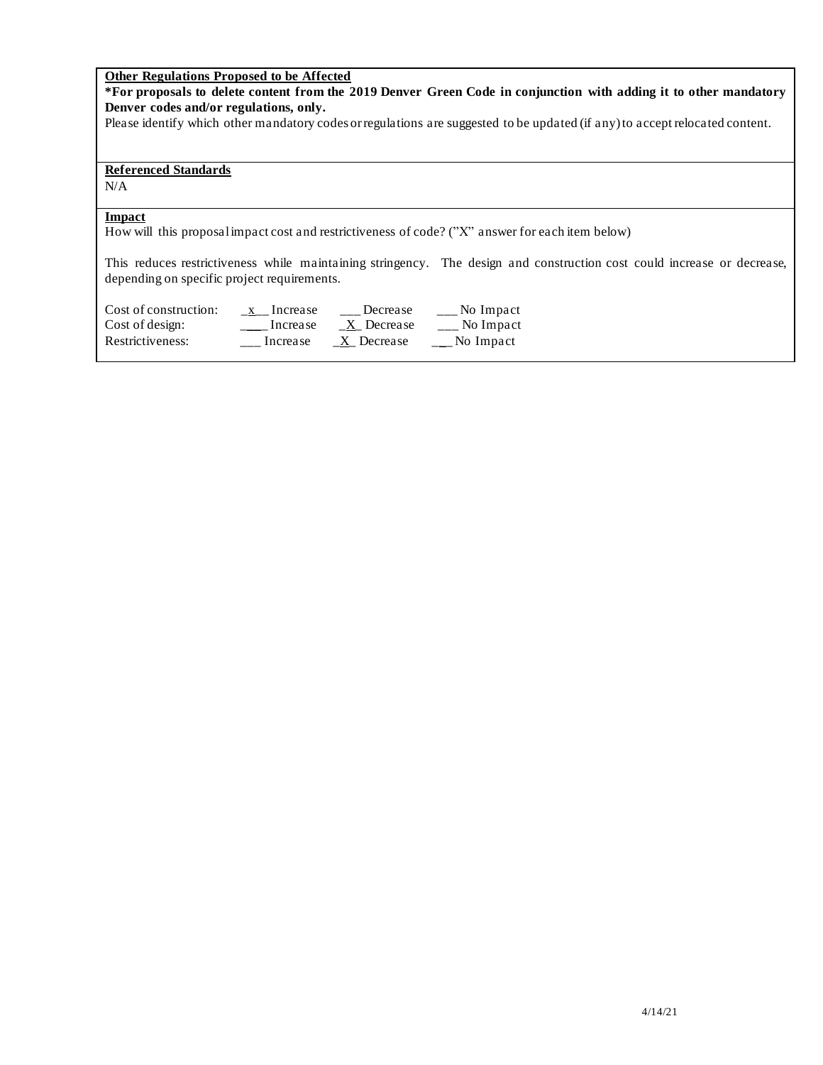**Other Regulations Proposed to be Affected**

**\*For proposals to delete content from the 2019 Denver Green Code in conjunction with adding it to other mandatory Denver codes and/or regulations, only.**

Please identify which other mandatory codes or regulations are suggested to be updated (if any) to accept relocated content.

**Referenced Standards**

N/A

**Impact**

How will this proposal impact cost and restrictiveness of code? ("X" answer for each item below)

This reduces restrictiveness while maintaining stringency. The design and construction cost could increase or decrease, depending on specific project requirements.

| | | | |
|---|---|---|---|
| Cost of construction: | _x__ Increase | ___ Decrease | ___ No Impact |
| Cost of design: | ____ Increase | _X_ Decrease | ___ No Impact |
| Restrictiveness: | ___ Increase | _X_ Decrease | ___ No Impact |